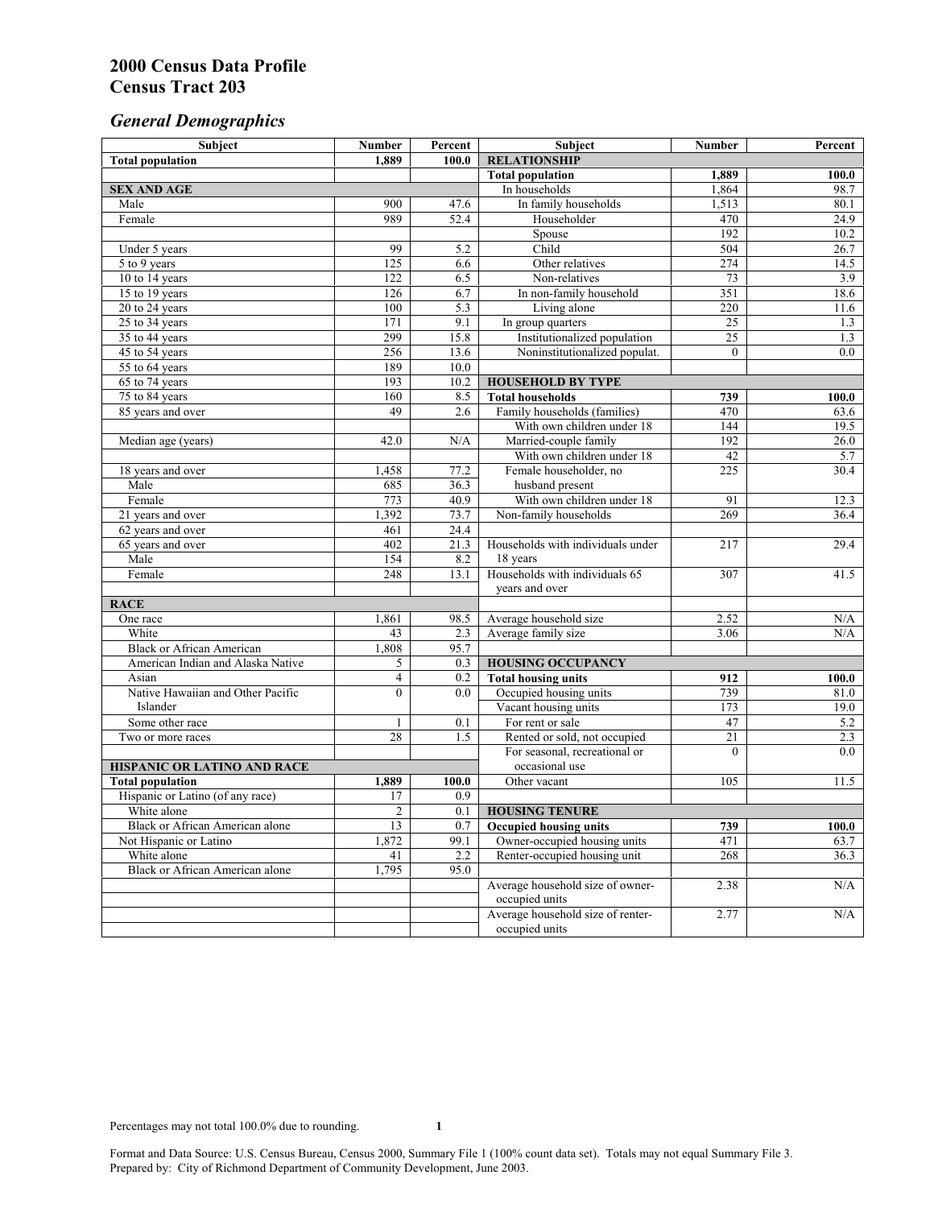# 2000 Census Data Profile
# Census Tract 203

## *General Demographics*

| Subject | Number | Percent | Subject | Number | Percent |
|---|---|---|---|---|---|
| **Total population** | **1,889** | **100.0** | **RELATIONSHIP** | | |
| | | | **Total population** | **1,889** | **100.0** |
| **SEX AND AGE** | | | In households | 1,864 | 98.7 |
| Male | 900 | 47.6 | In family households | 1,513 | 80.1 |
| Female | 989 | 52.4 | Householder | 470 | 24.9 |
| | | | Spouse | 192 | 10.2 |
| Under 5 years | 99 | 5.2 | Child | 504 | 26.7 |
| 5 to 9 years | 125 | 6.6 | Other relatives | 274 | 14.5 |
| 10 to 14 years | 122 | 6.5 | Non-relatives | 73 | 3.9 |
| 15 to 19 years | 126 | 6.7 | In non-family household | 351 | 18.6 |
| 20 to 24 years | 100 | 5.3 | Living alone | 220 | 11.6 |
| 25 to 34 years | 171 | 9.1 | In group quarters | 25 | 1.3 |
| 35 to 44 years | 299 | 15.8 | Institutionalized population | 25 | 1.3 |
| 45 to 54 years | 256 | 13.6 | Noninstitutionalized populat. | 0 | 0.0 |
| 55 to 64 years | 189 | 10.0 | | | |
| 65 to 74 years | 193 | 10.2 | **HOUSEHOLD BY TYPE** | | |
| 75 to 84 years | 160 | 8.5 | **Total households** | **739** | **100.0** |
| 85 years and over | 49 | 2.6 | Family households (families) | 470 | 63.6 |
| | | | With own children under 18 | 144 | 19.5 |
| Median age (years) | 42.0 | N/A | Married-couple family | 192 | 26.0 |
| | | | With own children under 18 | 42 | 5.7 |
| 18 years and over | 1,458 | 77.2 | Female householder, no husband present | 225 | 30.4 |
| Male | 685 | 36.3 | | | |
| Female | 773 | 40.9 | With own children under 18 | 91 | 12.3 |
| 21 years and over | 1,392 | 73.7 | Non-family households | 269 | 36.4 |
| 62 years and over | 461 | 24.4 | | | |
| 65 years and over | 402 | 21.3 | Households with individuals under 18 years | 217 | 29.4 |
| Male | 154 | 8.2 | | | |
| Female | 248 | 13.1 | Households with individuals 65 years and over | 307 | 41.5 |
| **RACE** | | | | | |
| One race | 1,861 | 98.5 | Average household size | 2.52 | N/A |
| White | 43 | 2.3 | Average family size | 3.06 | N/A |
| Black or African American | 1,808 | 95.7 | | | |
| American Indian and Alaska Native | 5 | 0.3 | **HOUSING OCCUPANCY** | | |
| Asian | 4 | 0.2 | **Total housing units** | **912** | **100.0** |
| Native Hawaiian and Other Pacific Islander | 0 | 0.0 | Occupied housing units | 739 | 81.0 |
| | | | Vacant housing units | 173 | 19.0 |
| Some other race | 1 | 0.1 | For rent or sale | 47 | 5.2 |
| Two or more races | 28 | 1.5 | Rented or sold, not occupied | 21 | 2.3 |
| | | | For seasonal, recreational or occasional use | 0 | 0.0 |
| **HISPANIC OR LATINO AND RACE** | | | | | |
| **Total population** | **1,889** | **100.0** | Other vacant | 105 | 11.5 |
| Hispanic or Latino (of any race) | 17 | 0.9 | | | |
| White alone | 2 | 0.1 | **HOUSING TENURE** | | |
| Black or African American alone | 13 | 0.7 | **Occupied housing units** | **739** | **100.0** |
| Not Hispanic or Latino | 1,872 | 99.1 | Owner-occupied housing units | 471 | 63.7 |
| White alone | 41 | 2.2 | Renter-occupied housing unit | 268 | 36.3 |
| Black or African American alone | 1,795 | 95.0 | | | |
| | | | Average household size of owner-occupied units | 2.38 | N/A |
| | | | Average household size of renter-occupied units | 2.77 | N/A |

Percentages may not total 100.0% due to rounding.

Format and Data Source: U.S. Census Bureau, Census 2000, Summary File 1 (100% count data set). Totals may not equal Summary File 3.
Prepared by: City of Richmond Department of Community Development, June 2003.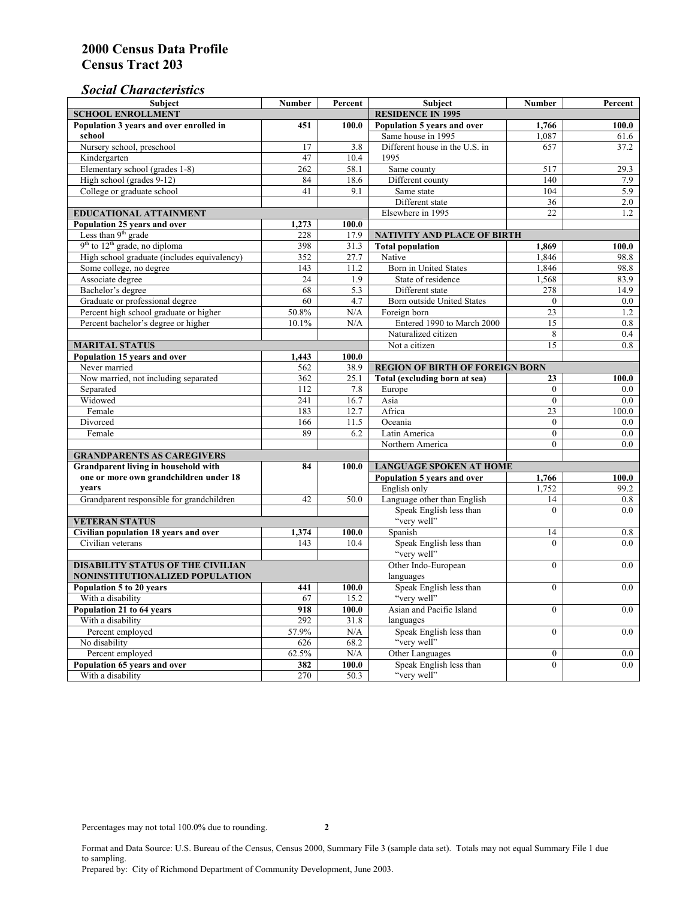# 2000 Census Data Profile
# Census Tract 203

## *Social Characteristics*

| Subject | Number | Percent | Subject | Number | Percent |
|---|---|---|---|---|---|
| **SCHOOL ENROLLMENT** | | | **RESIDENCE IN 1995** | | |
| **Population 3 years and over enrolled in school** | **451** | **100.0** | **Population 5 years and over** | **1,766** | **100.0** |
| Nursery school, preschool | 17 | 3.8 | Same house in 1995 | 1,087 | 61.6 |
| Kindergarten | 47 | 10.4 | Different house in the U.S. in 1995 | 657 | 37.2 |
| Elementary school (grades 1-8) | 262 | 58.1 | Same county | 517 | 29.3 |
| High school (grades 9-12) | 84 | 18.6 | Different county | 140 | 7.9 |
| College or graduate school | 41 | 9.1 | Same state | 104 | 5.9 |
| | | | Different state | 36 | 2.0 |
| **EDUCATIONAL ATTAINMENT** | | | Elsewhere in 1995 | 22 | 1.2 |
| **Population 25 years and over** | **1,273** | **100.0** | | | |
| Less than 9th grade | 228 | 17.9 | **NATIVITY AND PLACE OF BIRTH** | | |
| 9th to 12th grade, no diploma | 398 | 31.3 | **Total population** | **1,869** | **100.0** |
| High school graduate (includes equivalency) | 352 | 27.7 | Native | 1,846 | 98.8 |
| Some college, no degree | 143 | 11.2 | Born in United States | 1,846 | 98.8 |
| Associate degree | 24 | 1.9 | State of residence | 1,568 | 83.9 |
| Bachelor's degree | 68 | 5.3 | Different state | 278 | 14.9 |
| Graduate or professional degree | 60 | 4.7 | Born outside United States | 0 | 0.0 |
| Percent high school graduate or higher | 50.8% | N/A | Foreign born | 23 | 1.2 |
| Percent bachelor's degree or higher | 10.1% | N/A | Entered 1990 to March 2000 | 15 | 0.8 |
| | | | Naturalized citizen | 8 | 0.4 |
| **MARITAL STATUS** | | | Not a citizen | 15 | 0.8 |
| **Population 15 years and over** | **1,443** | **100.0** | | | |
| Never married | 562 | 38.9 | **REGION OF BIRTH OF FOREIGN BORN** | | |
| Now married, not including separated | 362 | 25.1 | **Total (excluding born at sea)** | **23** | **100.0** |
| Separated | 112 | 7.8 | Europe | 0 | 0.0 |
| Widowed | 241 | 16.7 | Asia | 0 | 0.0 |
| Female | 183 | 12.7 | Africa | 23 | 100.0 |
| Divorced | 166 | 11.5 | Oceania | 0 | 0.0 |
| Female | 89 | 6.2 | Latin America | 0 | 0.0 |
| | | | Northern America | 0 | 0.0 |
| **GRANDPARENTS AS CAREGIVERS** | | | | | |
| **Grandparent living in household with one or more own grandchildren under 18 years** | **84** | **100.0** | **LANGUAGE SPOKEN AT HOME** | | |
| | | | **Population 5 years and over** | **1,766** | **100.0** |
| | | | English only | 1,752 | 99.2 |
| Grandparent responsible for grandchildren | 42 | 50.0 | Language other than English | 14 | 0.8 |
| | | | Speak English less than "very well" | 0 | 0.0 |
| **VETERAN STATUS** | | | | | |
| **Civilian population 18 years and over** | **1,374** | **100.0** | Spanish | 14 | 0.8 |
| Civilian veterans | 143 | 10.4 | Speak English less than "very well" | 0 | 0.0 |
| **DISABILITY STATUS OF THE CIVILIAN NONINSTITUTIONALIZED POPULATION** | | | Other Indo-European languages | 0 | 0.0 |
| **Population 5 to 20 years** | **441** | **100.0** | Speak English less than "very well" | 0 | 0.0 |
| With a disability | 67 | 15.2 | | | |
| **Population 21 to 64 years** | **918** | **100.0** | Asian and Pacific Island languages | 0 | 0.0 |
| With a disability | 292 | 31.8 | | | |
| Percent employed | 57.9% | N/A | Speak English less than "very well" | 0 | 0.0 |
| No disability | 626 | 68.2 | | | |
| Percent employed | 62.5% | N/A | Other Languages | 0 | 0.0 |
| **Population 65 years and over** | **382** | **100.0** | Speak English less than "very well" | 0 | 0.0 |
| With a disability | 270 | 50.3 | | | |

Percentages may not total 100.0% due to rounding.

Format and Data Source: U.S. Bureau of the Census, Census 2000, Summary File 3 (sample data set). Totals may not equal Summary File 1 due to sampling.
Prepared by: City of Richmond Department of Community Development, June 2003.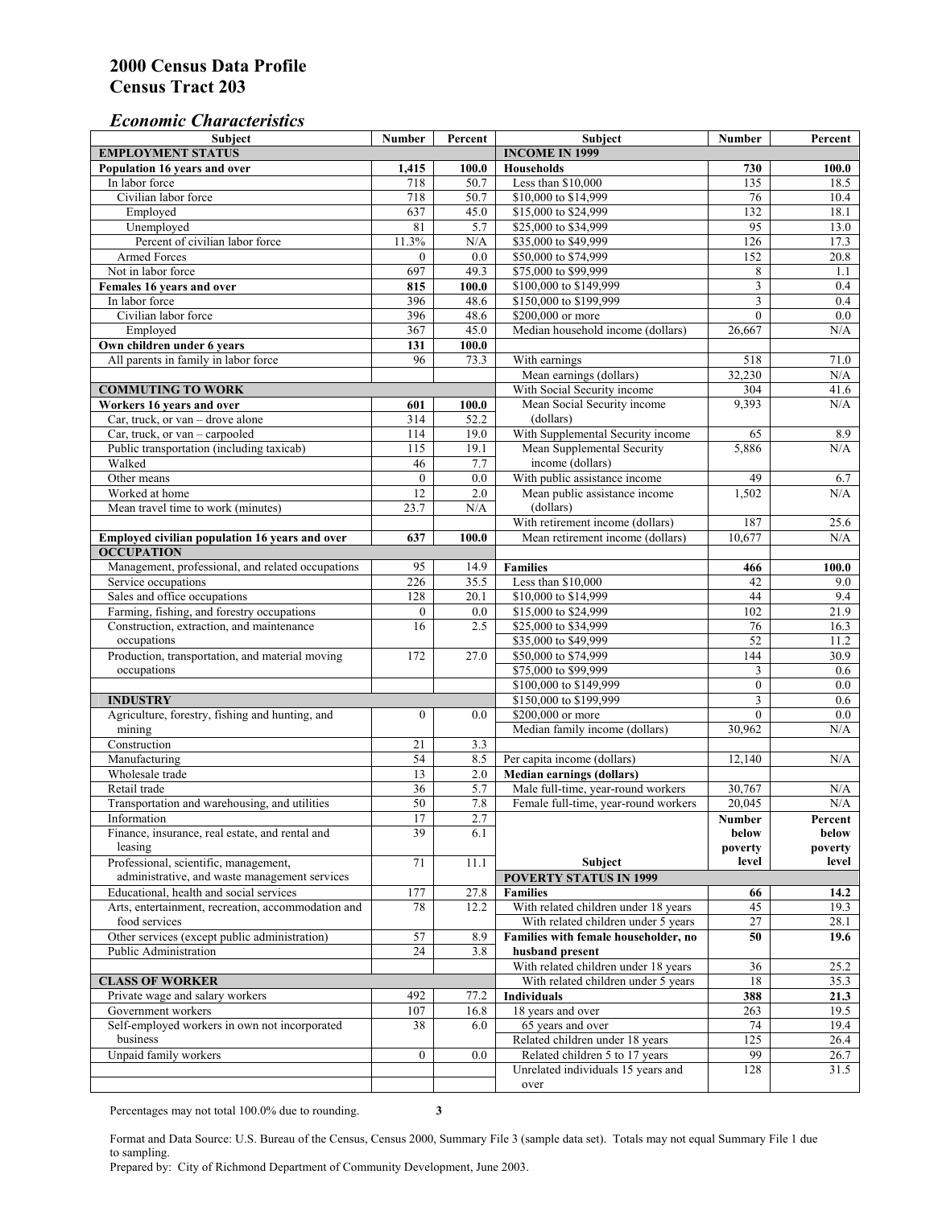# 2000 Census Data Profile
# Census Tract 203

## *Economic Characteristics*

| Subject | Number | Percent |
|---|---|---|
| **EMPLOYMENT STATUS** | | |
| **Population 16 years and over** | **1,415** | **100.0** |
| In labor force | 718 | 50.7 |
| Civilian labor force | 718 | 50.7 |
| Employed | 637 | 45.0 |
| Unemployed | 81 | 5.7 |
| Percent of civilian labor force | 11.3% | N/A |
| Armed Forces | 0 | 0.0 |
| Not in labor force | 697 | 49.3 |
| **Females 16 years and over** | **815** | **100.0** |
| In labor force | 396 | 48.6 |
| Civilian labor force | 396 | 48.6 |
| Employed | 367 | 45.0 |
| **Own children under 6 years** | **131** | **100.0** |
| All parents in family in labor force | 96 | 73.3 |
| **COMMUTING TO WORK** | | |
| **Workers 16 years and over** | **601** | **100.0** |
| Car, truck, or van – drove alone | 314 | 52.2 |
| Car, truck, or van – carpooled | 114 | 19.0 |
| Public transportation (including taxicab) | 115 | 19.1 |
| Walked | 46 | 7.7 |
| Other means | 0 | 0.0 |
| Worked at home | 12 | 2.0 |
| Mean travel time to work (minutes) | 23.7 | N/A |
| **Employed civilian population 16 years and over** | **637** | **100.0** |
| **OCCUPATION** | | |
| Management, professional, and related occupations | 95 | 14.9 |
| Service occupations | 226 | 35.5 |
| Sales and office occupations | 128 | 20.1 |
| Farming, fishing, and forestry occupations | 0 | 0.0 |
| Construction, extraction, and maintenance occupations | 16 | 2.5 |
| Production, transportation, and material moving occupations | 172 | 27.0 |
| **INDUSTRY** | | |
| Agriculture, forestry, fishing and hunting, and mining | 0 | 0.0 |
| Construction | 21 | 3.3 |
| Manufacturing | 54 | 8.5 |
| Wholesale trade | 13 | 2.0 |
| Retail trade | 36 | 5.7 |
| Transportation and warehousing, and utilities | 50 | 7.8 |
| Information | 17 | 2.7 |
| Finance, insurance, real estate, and rental and leasing | 39 | 6.1 |
| Professional, scientific, management, administrative, and waste management services | 71 | 11.1 |
| Educational, health and social services | 177 | 27.8 |
| Arts, entertainment, recreation, accommodation and food services | 78 | 12.2 |
| Other services (except public administration) | 57 | 8.9 |
| Public Administration | 24 | 3.8 |
| **CLASS OF WORKER** | | |
| Private wage and salary workers | 492 | 77.2 |
| Government workers | 107 | 16.8 |
| Self-employed workers in own not incorporated business | 38 | 6.0 |
| Unpaid family workers | 0 | 0.0 |

| Subject | Number | Percent |
|---|---|---|
| **INCOME IN 1999** | | |
| **Households** | **730** | **100.0** |
| Less than $10,000 | 135 | 18.5 |
| $10,000 to $14,999 | 76 | 10.4 |
| $15,000 to $24,999 | 132 | 18.1 |
| $25,000 to $34,999 | 95 | 13.0 |
| $35,000 to $49,999 | 126 | 17.3 |
| $50,000 to $74,999 | 152 | 20.8 |
| $75,000 to $99,999 | 8 | 1.1 |
| $100,000 to $149,999 | 3 | 0.4 |
| $150,000 to $199,999 | 3 | 0.4 |
| $200,000 or more | 0 | 0.0 |
| Median household income (dollars) | 26,667 | N/A |
| With earnings | 518 | 71.0 |
| Mean earnings (dollars) | 32,230 | N/A |
| With Social Security income | 304 | 41.6 |
| Mean Social Security income (dollars) | 9,393 | N/A |
| With Supplemental Security income | 65 | 8.9 |
| Mean Supplemental Security income (dollars) | 5,886 | N/A |
| With public assistance income | 49 | 6.7 |
| Mean public assistance income (dollars) | 1,502 | N/A |
| With retirement income (dollars) | 187 | 25.6 |
| Mean retirement income (dollars) | 10,677 | N/A |
| **Families** | **466** | **100.0** |
| Less than $10,000 | 42 | 9.0 |
| $10,000 to $14,999 | 44 | 9.4 |
| $15,000 to $24,999 | 102 | 21.9 |
| $25,000 to $34,999 | 76 | 16.3 |
| $35,000 to $49,999 | 52 | 11.2 |
| $50,000 to $74,999 | 144 | 30.9 |
| $75,000 to $99,999 | 3 | 0.6 |
| $100,000 to $149,999 | 0 | 0.0 |
| $150,000 to $199,999 | 3 | 0.6 |
| $200,000 or more | 0 | 0.0 |
| Median family income (dollars) | 30,962 | N/A |
| Per capita income (dollars) | 12,140 | N/A |
| **Median earnings (dollars)** | | |
| Male full-time, year-round workers | 30,767 | N/A |
| Female full-time, year-round workers | 20,045 | N/A |

| Subject | Number below poverty level | Percent below poverty level |
|---|---|---|
| **POVERTY STATUS IN 1999** | | |
| **Families** | **66** | **14.2** |
| With related children under 18 years | 45 | 19.3 |
| With related children under 5 years | 27 | 28.1 |
| **Families with female householder, no husband present** | **50** | **19.6** |
| With related children under 18 years | 36 | 25.2 |
| With related children under 5 years | 18 | 35.3 |
| **Individuals** | **388** | **21.3** |
| 18 years and over | 263 | 19.5 |
| 65 years and over | 74 | 19.4 |
| Related children under 18 years | 125 | 26.4 |
| Related children 5 to 17 years | 99 | 26.7 |
| Unrelated individuals 15 years and over | 128 | 31.5 |

Percentages may not total 100.0% due to rounding.

Format and Data Source: U.S. Bureau of the Census, Census 2000, Summary File 3 (sample data set). Totals may not equal Summary File 1 due to sampling.
Prepared by: City of Richmond Department of Community Development, June 2003.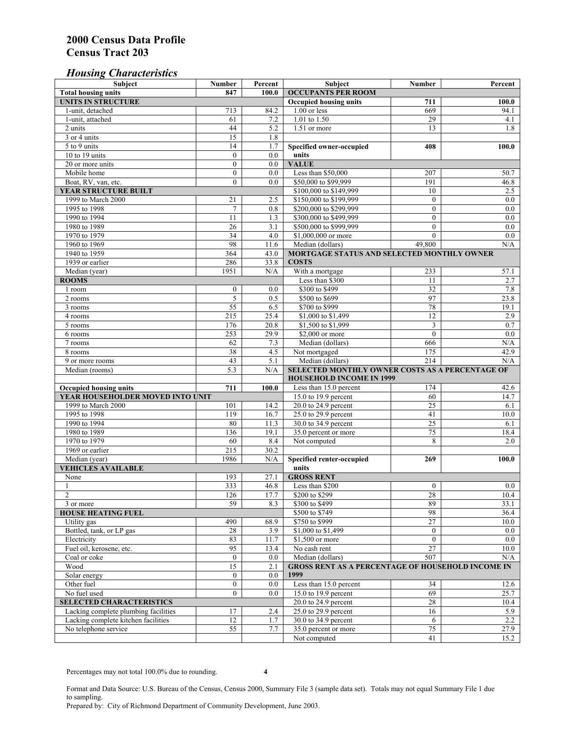# 2000 Census Data Profile
# Census Tract 203

## *Housing Characteristics*

| Subject | Number | Percent |
|---|---|---|
| **Total housing units** | **847** | **100.0** |
| **UNITS IN STRUCTURE** | | |
| 1-unit, detached | 713 | 84.2 |
| 1-unit, attached | 61 | 7.2 |
| 2 units | 44 | 5.2 |
| 3 or 4 units | 15 | 1.8 |
| 5 to 9 units | 14 | 1.7 |
| 10 to 19 units | 0 | 0.0 |
| 20 or more units | 0 | 0.0 |
| Mobile home | 0 | 0.0 |
| Boat, RV, van, etc. | 0 | 0.0 |
| **YEAR STRUCTURE BUILT** | | |
| 1999 to March 2000 | 21 | 2.5 |
| 1995 to 1998 | 7 | 0.8 |
| 1990 to 1994 | 11 | 1.3 |
| 1980 to 1989 | 26 | 3.1 |
| 1970 to 1979 | 34 | 4.0 |
| 1960 to 1969 | 98 | 11.6 |
| 1940 to 1959 | 364 | 43.0 |
| 1939 or earlier | 286 | 33.8 |
| Median (year) | 1951 | N/A |
| **ROOMS** | | |
| 1 room | 0 | 0.0 |
| 2 rooms | 5 | 0.5 |
| 3 rooms | 55 | 6.5 |
| 4 rooms | 215 | 25.4 |
| 5 rooms | 176 | 20.8 |
| 6 rooms | 253 | 29.9 |
| 7 rooms | 62 | 7.3 |
| 8 rooms | 38 | 4.5 |
| 9 or more rooms | 43 | 5.1 |
| Median (rooms) | 5.3 | N/A |
| | | |
| **Occupied housing units** | **711** | **100.0** |
| **YEAR HOUSEHOLDER MOVED INTO UNIT** | | |
| 1999 to March 2000 | 101 | 14.2 |
| 1995 to 1998 | 119 | 16.7 |
| 1990 to 1994 | 80 | 11.3 |
| 1980 to 1989 | 136 | 19.1 |
| 1970 to 1979 | 60 | 8.4 |
| 1969 or earlier | 215 | 30.2 |
| Median (year) | 1986 | N/A |
| **VEHICLES AVAILABLE** | | |
| None | 193 | 27.1 |
| 1 | 333 | 46.8 |
| 2 | 126 | 17.7 |
| 3 or more | 59 | 8.3 |
| **HOUSE HEATING FUEL** | | |
| Utility gas | 490 | 68.9 |
| Bottled, tank, or LP gas | 28 | 3.9 |
| Electricity | 83 | 11.7 |
| Fuel oil, kerosene, etc. | 95 | 13.4 |
| Coal or coke | 0 | 0.0 |
| Wood | 15 | 2.1 |
| Solar energy | 0 | 0.0 |
| Other fuel | 0 | 0.0 |
| No fuel used | 0 | 0.0 |
| **SELECTED CHARACTERISTICS** | | |
| Lacking complete plumbing facilities | 17 | 2.4 |
| Lacking complete kitchen facilities | 12 | 1.7 |
| No telephone service | 55 | 7.7 |

| Subject | Number | Percent |
|---|---|---|
| **OCCUPANTS PER ROOM** | | |
| **Occupied housing units** | **711** | **100.0** |
| 1.00 or less | 669 | 94.1 |
| 1.01 to 1.50 | 29 | 4.1 |
| 1.51 or more | 13 | 1.8 |
| | | |
| **Specified owner-occupied units** | **408** | **100.0** |
| **VALUE** | | |
| Less than $50,000 | 207 | 50.7 |
| $50,000 to $99,999 | 191 | 46.8 |
| $100,000 to $149,999 | 10 | 2.5 |
| $150,000 to $199,999 | 0 | 0.0 |
| $200,000 to $299,999 | 0 | 0.0 |
| $300,000 to $499,999 | 0 | 0.0 |
| $500,000 to $999,999 | 0 | 0.0 |
| $1,000,000 or more | 0 | 0.0 |
| Median (dollars) | 49,800 | N/A |
| **MORTGAGE STATUS AND SELECTED MONTHLY OWNER COSTS** | | |
| With a mortgage | 233 | 57.1 |
| Less than $300 | 11 | 2.7 |
| $300 to $499 | 32 | 7.8 |
| $500 to $699 | 97 | 23.8 |
| $700 to $999 | 78 | 19.1 |
| $1,000 to $1,499 | 12 | 2.9 |
| $1,500 to $1,999 | 3 | 0.7 |
| $2,000 or more | 0 | 0.0 |
| Median (dollars) | 666 | N/A |
| Not mortgaged | 175 | 42.9 |
| Median (dollars) | 214 | N/A |
| **SELECTED MONTHLY OWNER COSTS AS A PERCENTAGE OF HOUSEHOLD INCOME IN 1999** | | |
| Less than 15.0 percent | 174 | 42.6 |
| 15.0 to 19.9 percent | 60 | 14.7 |
| 20.0 to 24.9 percent | 25 | 6.1 |
| 25.0 to 29.9 percent | 41 | 10.0 |
| 30.0 to 34.9 percent | 25 | 6.1 |
| 35.0 percent or more | 75 | 18.4 |
| Not computed | 8 | 2.0 |
| | | |
| **Specified renter-occupied units** | **269** | **100.0** |
| **GROSS RENT** | | |
| Less than $200 | 0 | 0.0 |
| $200 to $299 | 28 | 10.4 |
| $300 to $499 | 89 | 33.1 |
| $500 to $749 | 98 | 36.4 |
| $750 to $999 | 27 | 10.0 |
| $1,000 to $1,499 | 0 | 0.0 |
| $1,500 or more | 0 | 0.0 |
| No cash rent | 27 | 10.0 |
| Median (dollars) | 507 | N/A |
| **GROSS RENT AS A PERCENTAGE OF HOUSEHOLD INCOME IN 1999** | | |
| Less than 15.0 percent | 34 | 12.6 |
| 15.0 to 19.9 percent | 69 | 25.7 |
| 20.0 to 24.9 percent | 28 | 10.4 |
| 25.0 to 29.9 percent | 16 | 5.9 |
| 30.0 to 34.9 percent | 6 | 2.2 |
| 35.0 percent or more | 75 | 27.9 |
| Not computed | 41 | 15.2 |

Percentages may not total 100.0% due to rounding.

Format and Data Source: U.S. Bureau of the Census, Census 2000, Summary File 3 (sample data set). Totals may not equal Summary File 1 due to sampling.
Prepared by: City of Richmond Department of Community Development, June 2003.